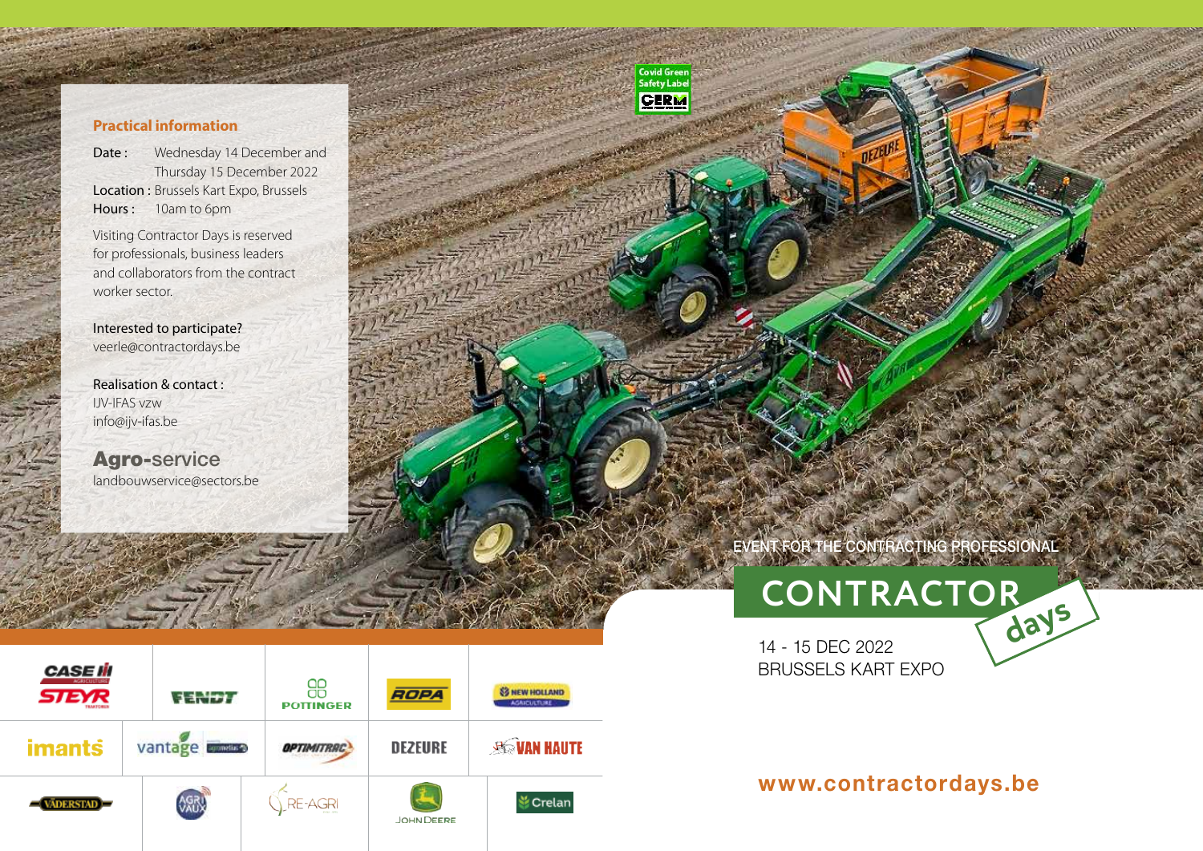## Practical information

**Date :** Wednesday 14 December and Thursday 15 December 2022
**Location :** Brussels Kart Expo, Brussels
**Hours :** 10am to 6pm

Visiting Contractor Days is reserved for professionals, business leaders and collaborators from the contract worker sector.

Interested to participate?
veerle@contractordays.be

Realisation & contact :
IJV-IFAS vzw
info@ijv-ifas.be

**Agro-**service
landbouwservice@sectors.be

Covid Green Safety Label

EVENT FOR THE CONTRACTING PROFESSIONAL

# CONTRACTOR days

14 - 15 DEC 2022
BRUSSELS KART EXPO

**www.contractordays.be**

CASE IH STEYR | FENDT | PÖTTINGER | ROPA | NEW HOLLAND AGRICULTURE
imants | vantage agrometius | OPTIMITRAC | DEZEURE | VAN HAUTE
VÄDERSTAD | AGRIVAUX | RE-AGRI | JOHN DEERE | Crelan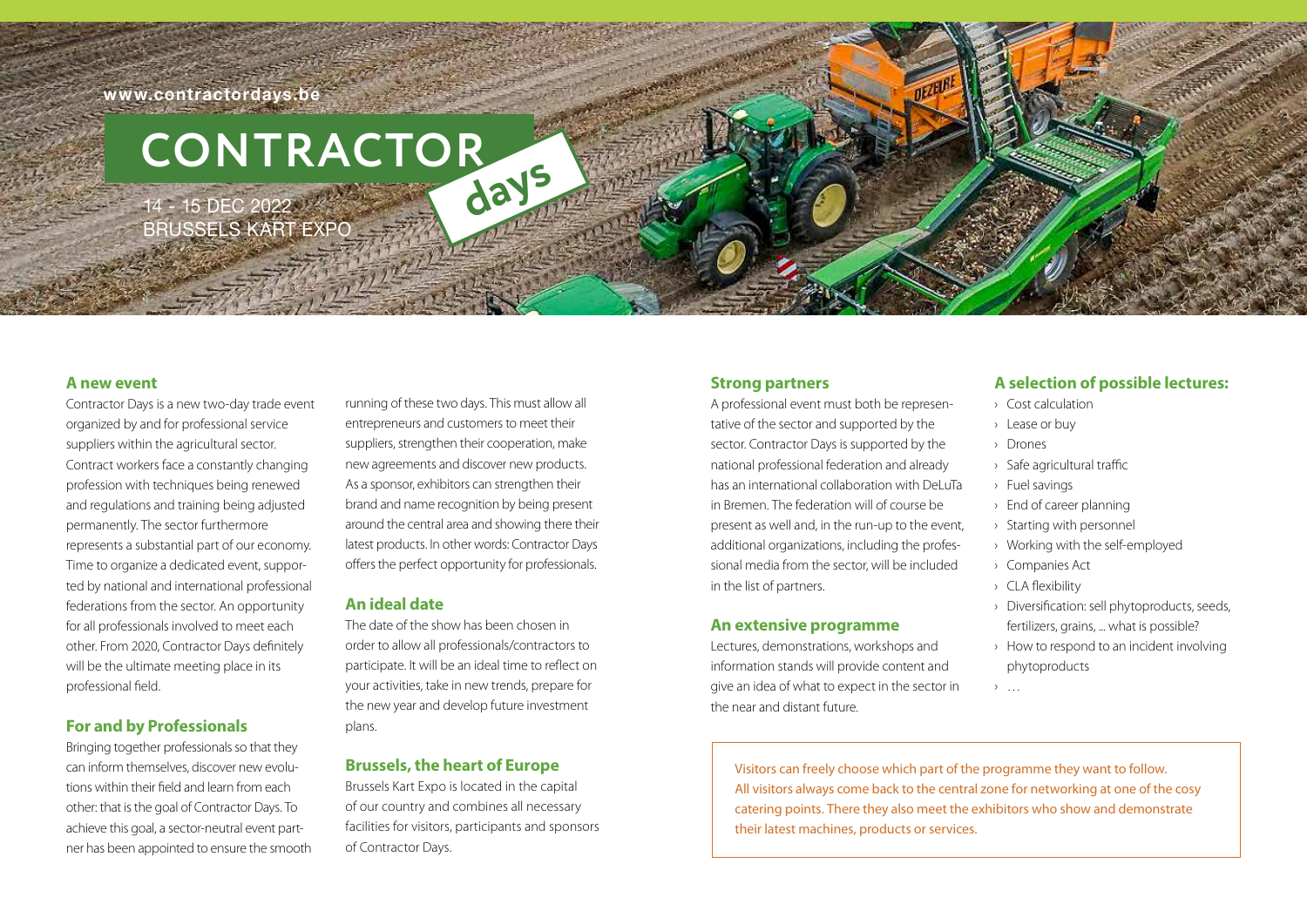www.contractordays.be

# CONTRACTOR days

14 - 15 DEC 2022
BRUSSELS KART EXPO

## A new event

Contractor Days is a new two-day trade event organized by and for professional service suppliers within the agricultural sector. Contract workers face a constantly changing profession with techniques being renewed and regulations and training being adjusted permanently. The sector furthermore represents a substantial part of our economy. Time to organize a dedicated event, supported by national and international professional federations from the sector. An opportunity for all professionals involved to meet each other. From 2020, Contractor Days definitely will be the ultimate meeting place in its professional field.

## For and by Professionals

Bringing together professionals so that they can inform themselves, discover new evolutions within their field and learn from each other: that is the goal of Contractor Days. To achieve this goal, a sector-neutral event partner has been appointed to ensure the smooth running of these two days. This must allow all entrepreneurs and customers to meet their suppliers, strengthen their cooperation, make new agreements and discover new products. As a sponsor, exhibitors can strengthen their brand and name recognition by being present around the central area and showing there their latest products. In other words: Contractor Days offers the perfect opportunity for professionals.

## An ideal date

The date of the show has been chosen in order to allow all professionals/contractors to participate. It will be an ideal time to reflect on your activities, take in new trends, prepare for the new year and develop future investment plans.

## Brussels, the heart of Europe

Brussels Kart Expo is located in the capital of our country and combines all necessary facilities for visitors, participants and sponsors of Contractor Days.

## Strong partners

A professional event must both be representative of the sector and supported by the sector. Contractor Days is supported by the national professional federation and already has an international collaboration with DeLuTa in Bremen. The federation will of course be present as well and, in the run-up to the event, additional organizations, including the professional media from the sector, will be included in the list of partners.

## An extensive programme

Lectures, demonstrations, workshops and information stands will provide content and give an idea of what to expect in the sector in the near and distant future.

## A selection of possible lectures:

- Cost calculation
- Lease or buy
- Drones
- Safe agricultural traffic
- Fuel savings
- End of career planning
- Starting with personnel
- Working with the self-employed
- Companies Act
- CLA flexibility
- Diversification: sell phytoproducts, seeds, fertilizers, grains, ... what is possible?
- How to respond to an incident involving phytoproducts
- …

Visitors can freely choose which part of the programme they want to follow. All visitors always come back to the central zone for networking at one of the cosy catering points. There they also meet the exhibitors who show and demonstrate their latest machines, products or services.